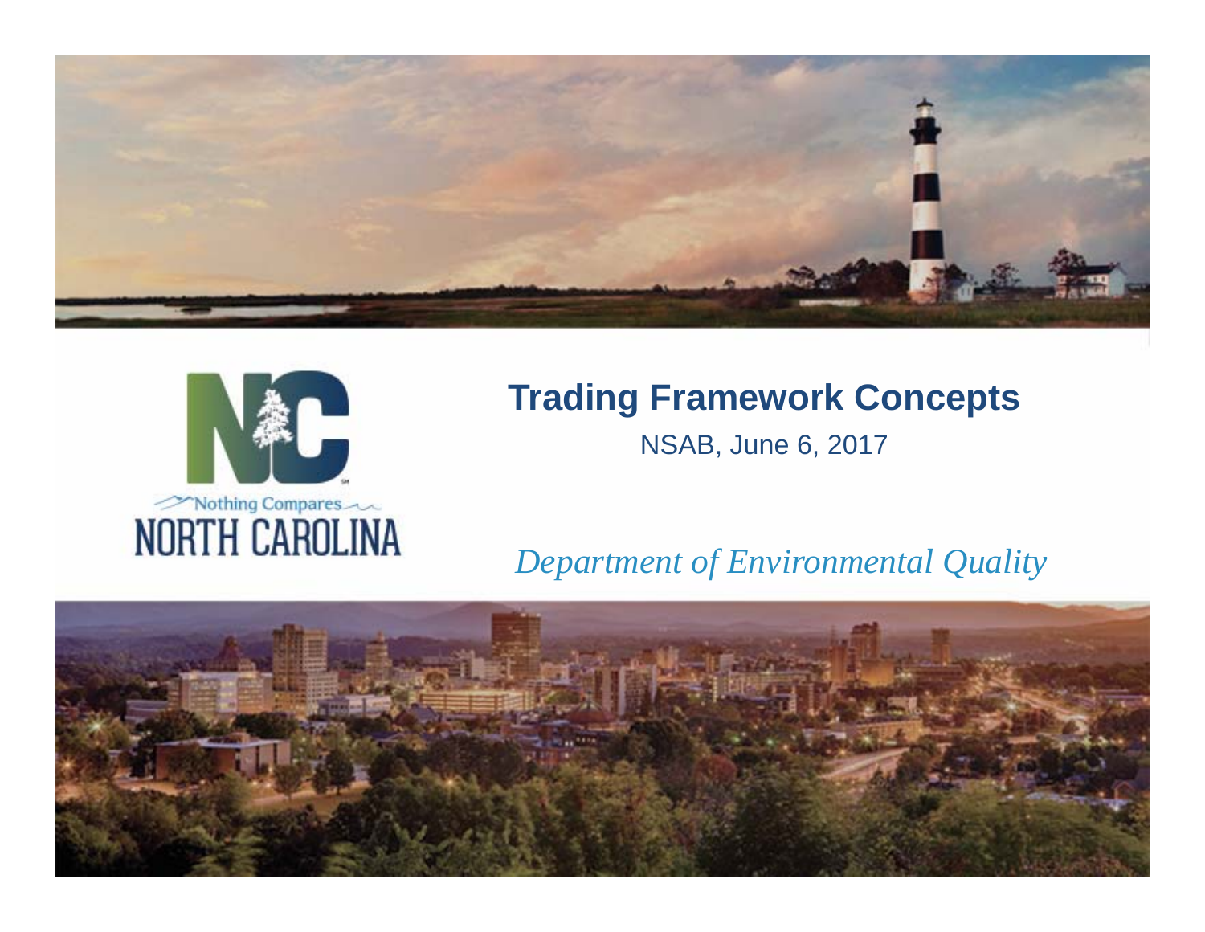Nothing Compares
NORTH CAROLINA

# Trading Framework Concepts

NSAB, June 6, 2017

*Department of Environmental Quality*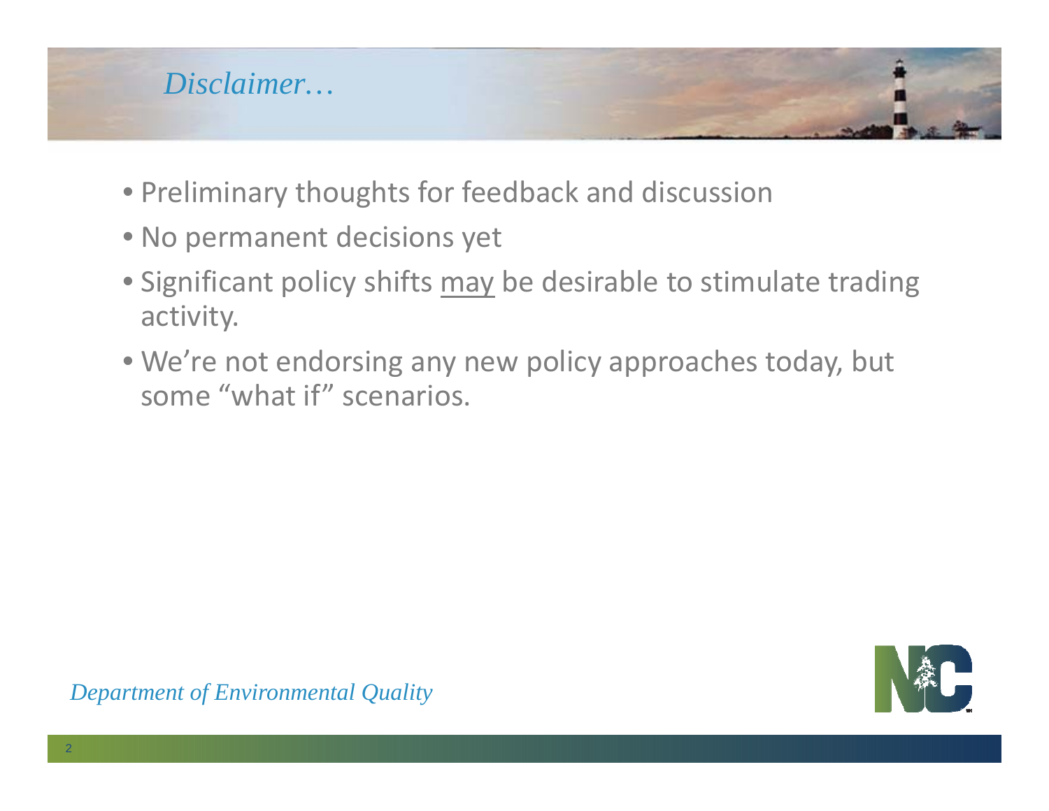# *Disclaimer…*

- Preliminary thoughts for feedback and discussion
- No permanent decisions yet
- Significant policy shifts <u>may</u> be desirable to stimulate trading activity.
- We're not endorsing any new policy approaches today, but some "what if" scenarios.

*Department of Environmental Quality*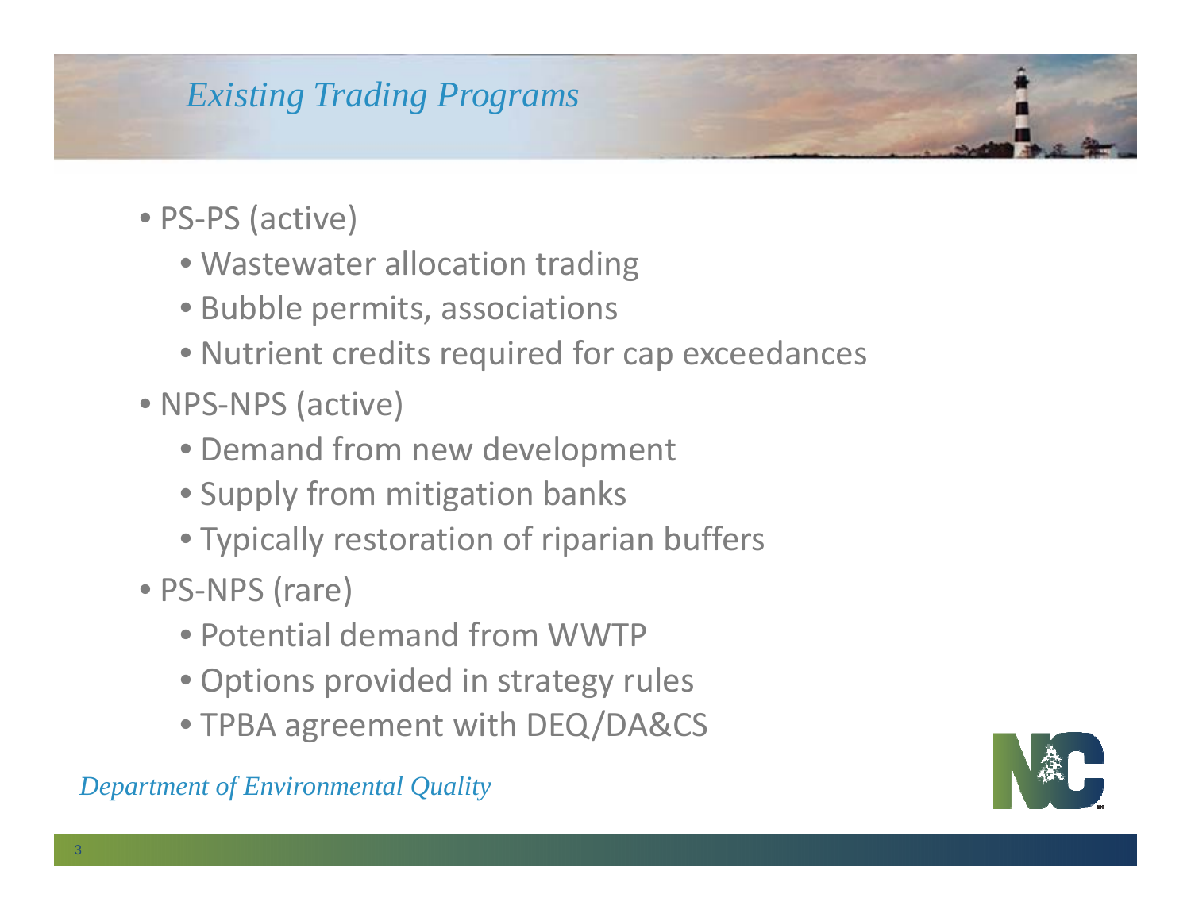# Existing Trading Programs

- PS-PS (active)
  - Wastewater allocation trading
  - Bubble permits, associations
  - Nutrient credits required for cap exceedances
- NPS-NPS (active)
  - Demand from new development
  - Supply from mitigation banks
  - Typically restoration of riparian buffers
- PS-NPS (rare)
  - Potential demand from WWTP
  - Options provided in strategy rules
  - TPBA agreement with DEQ/DA&CS

*Department of Environmental Quality*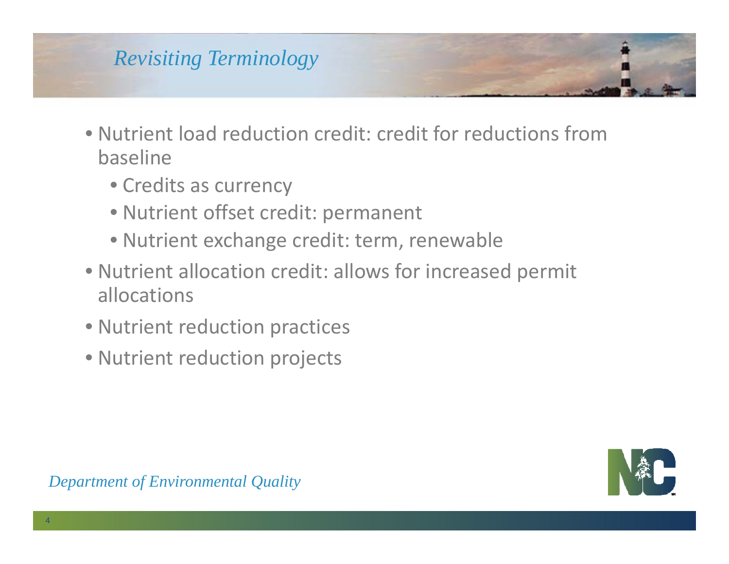## Revisiting Terminology

- Nutrient load reduction credit: credit for reductions from baseline
  - Credits as currency
  - Nutrient offset credit: permanent
  - Nutrient exchange credit: term, renewable
- Nutrient allocation credit: allows for increased permit allocations
- Nutrient reduction practices
- Nutrient reduction projects

*Department of Environmental Quality*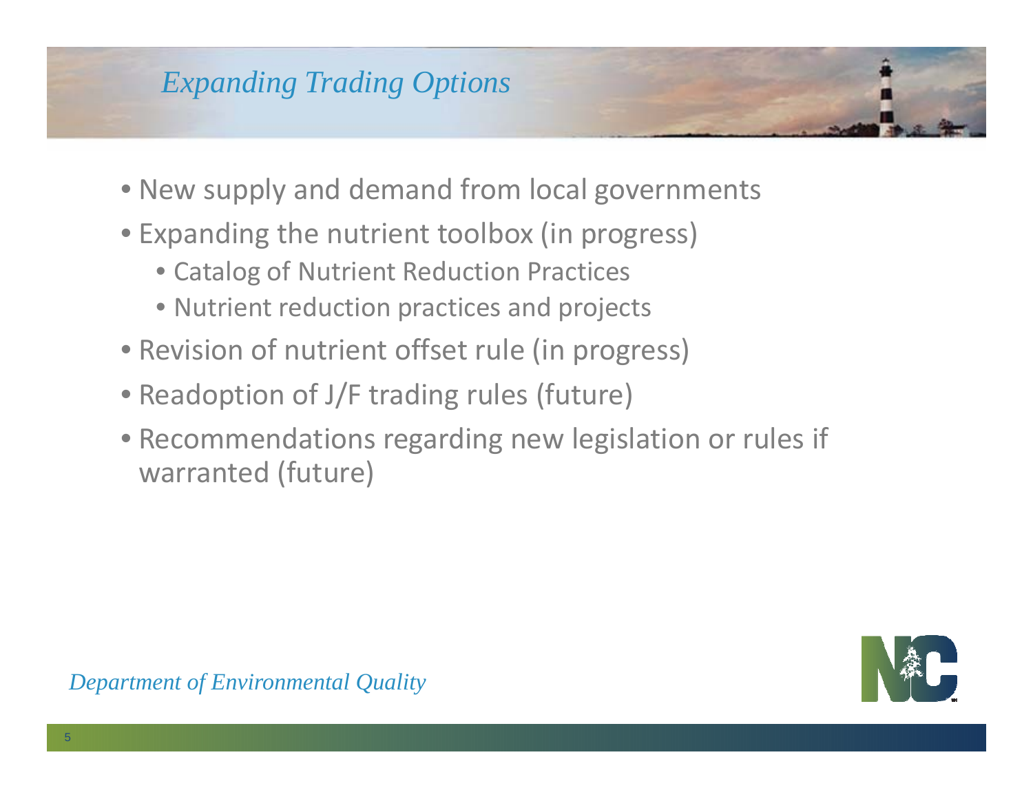# Expanding Trading Options

- New supply and demand from local governments
- Expanding the nutrient toolbox (in progress)
  - Catalog of Nutrient Reduction Practices
  - Nutrient reduction practices and projects
- Revision of nutrient offset rule (in progress)
- Readoption of J/F trading rules (future)
- Recommendations regarding new legislation or rules if warranted (future)

*Department of Environmental Quality*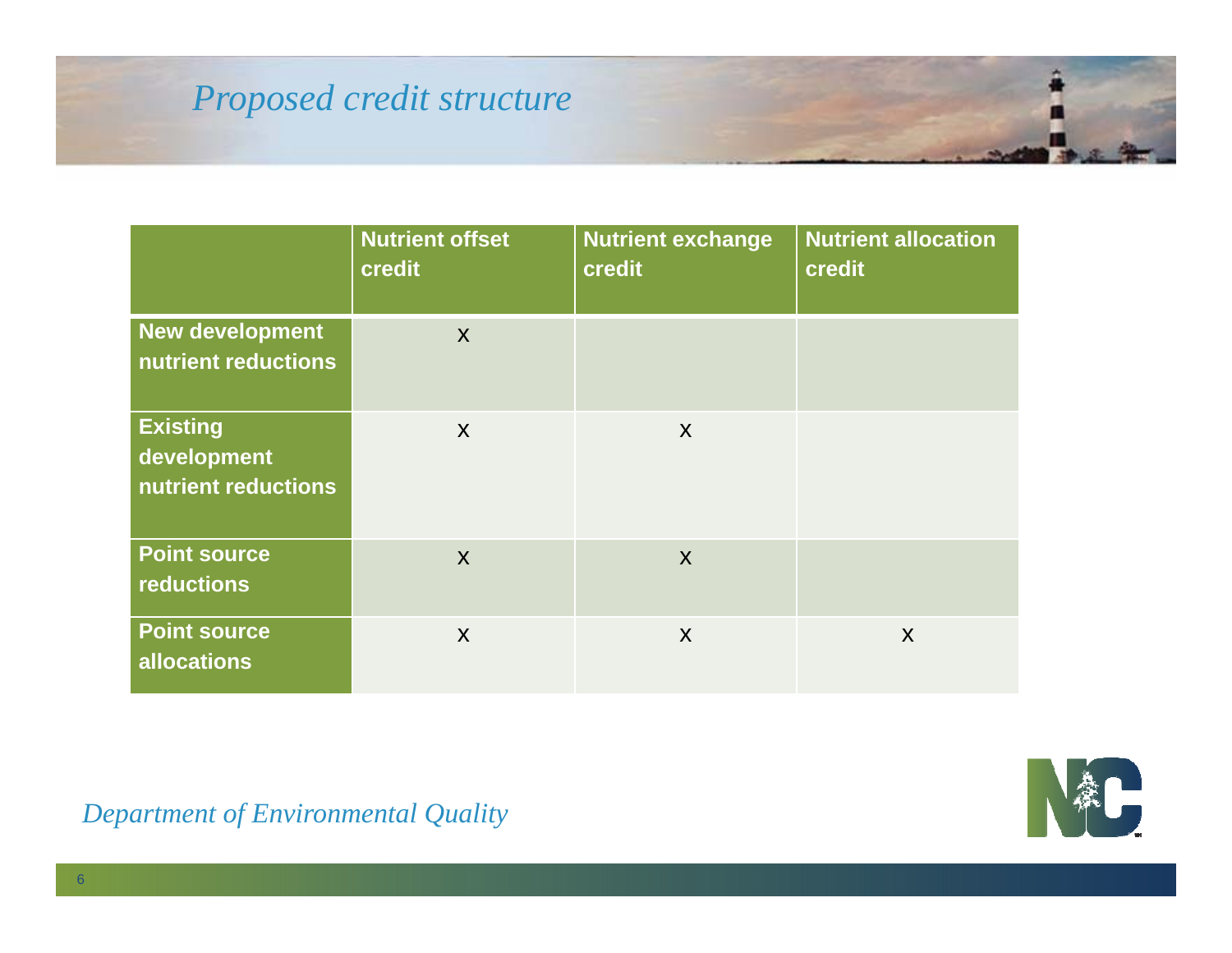# Proposed credit structure

| | Nutrient offset credit | Nutrient exchange credit | Nutrient allocation credit |
|---|---|---|---|
| **New development nutrient reductions** | X | | |
| **Existing development nutrient reductions** | X | X | |
| **Point source reductions** | X | X | |
| **Point source allocations** | X | X | X |

*Department of Environmental Quality*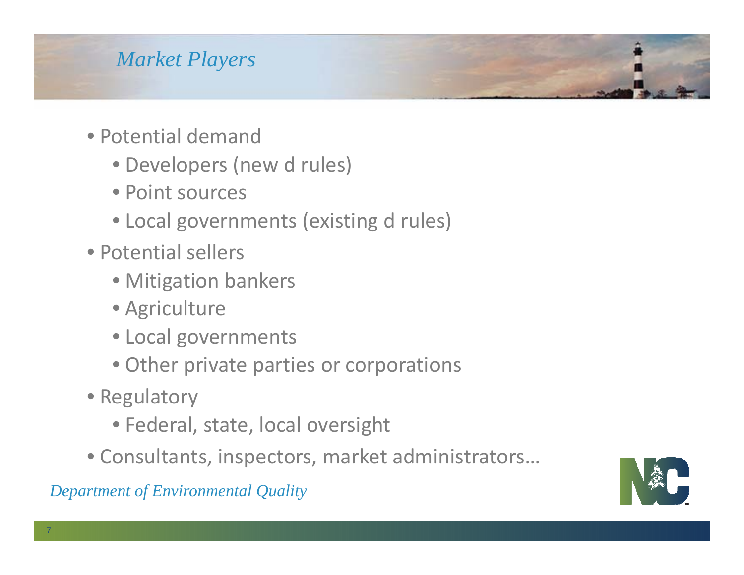# Market Players

- Potential demand
  - Developers (new d rules)
  - Point sources
  - Local governments (existing d rules)
- Potential sellers
  - Mitigation bankers
  - Agriculture
  - Local governments
  - Other private parties or corporations
- Regulatory
  - Federal, state, local oversight
- Consultants, inspectors, market administrators…

*Department of Environmental Quality*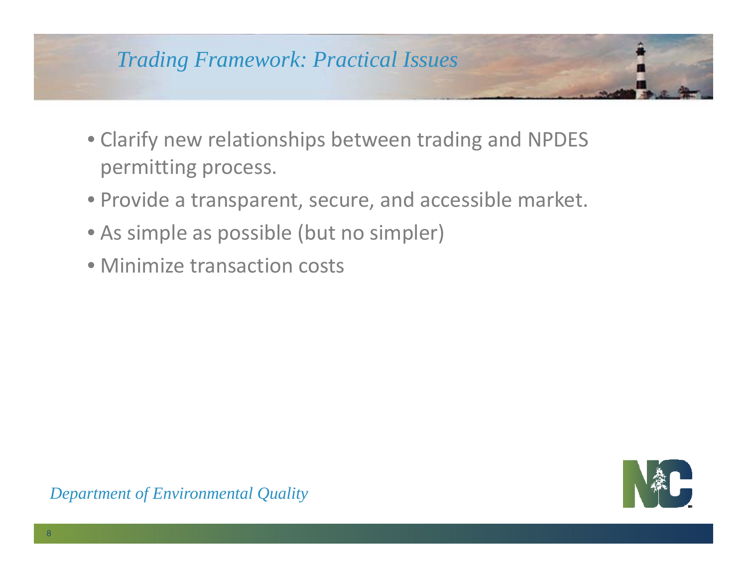# *Trading Framework: Practical Issues*

- Clarify new relationships between trading and NPDES permitting process.
- Provide a transparent, secure, and accessible market.
- As simple as possible (but no simpler)
- Minimize transaction costs

*Department of Environmental Quality*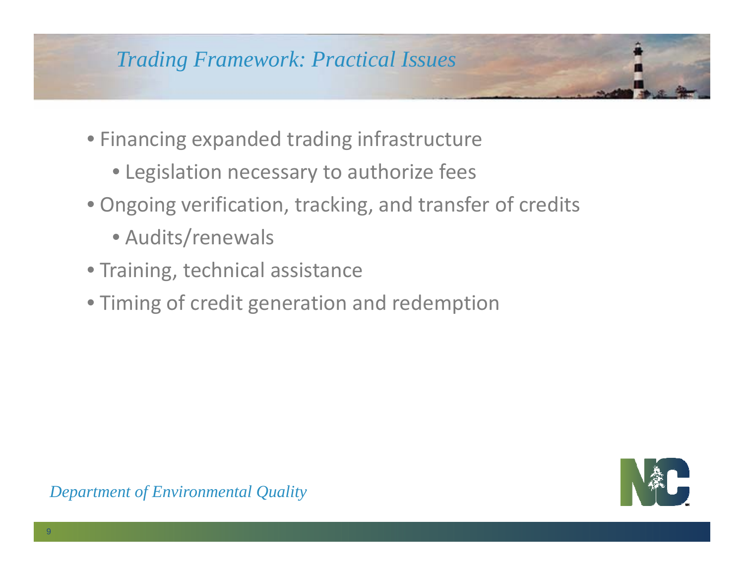# Trading Framework: Practical Issues

- Financing expanded trading infrastructure
  - Legislation necessary to authorize fees
- Ongoing verification, tracking, and transfer of credits
  - Audits/renewals
- Training, technical assistance
- Timing of credit generation and redemption

*Department of Environmental Quality*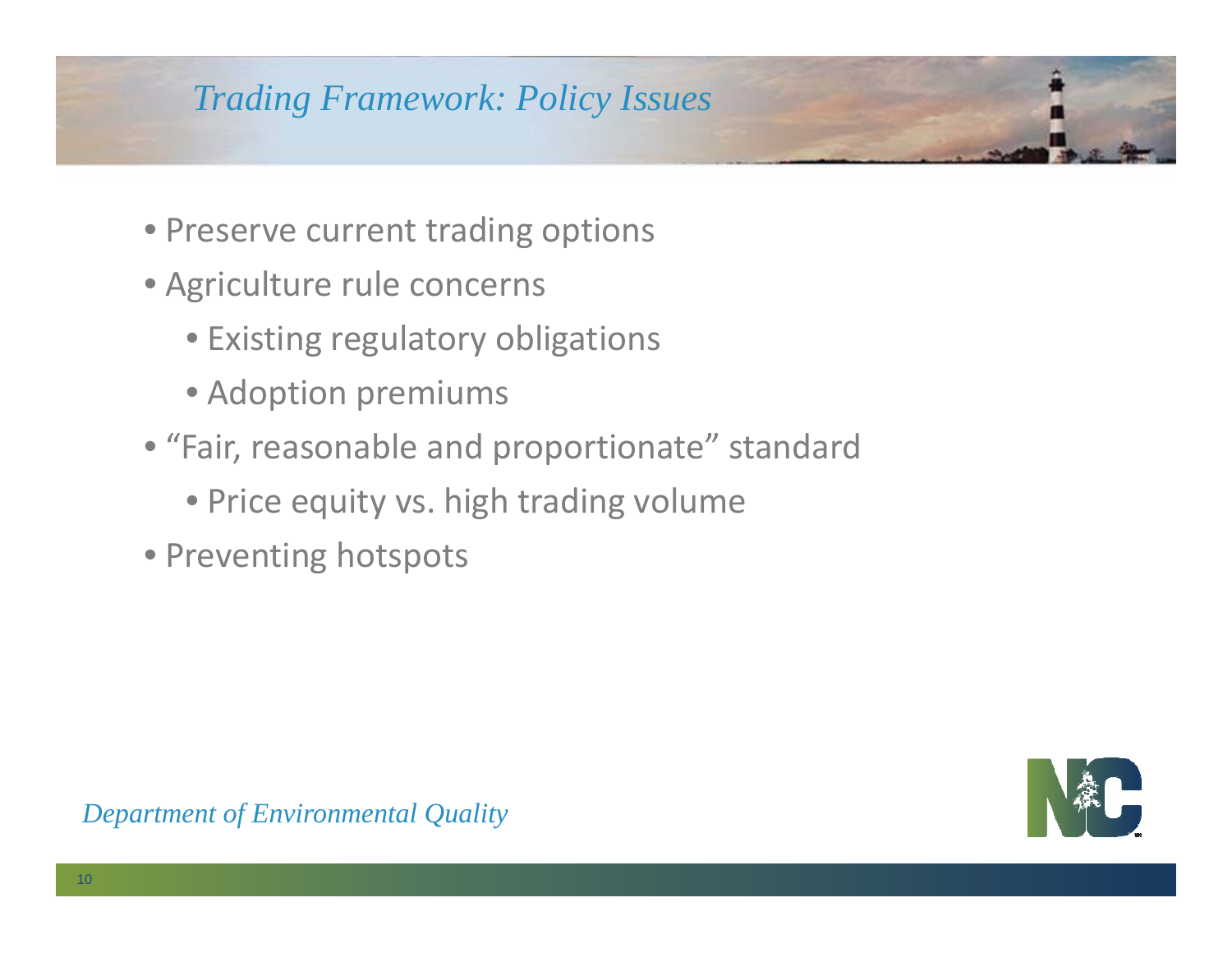# Trading Framework: Policy Issues

- Preserve current trading options
- Agriculture rule concerns
  - Existing regulatory obligations
  - Adoption premiums
- "Fair, reasonable and proportionate" standard
  - Price equity vs. high trading volume
- Preventing hotspots

*Department of Environmental Quality*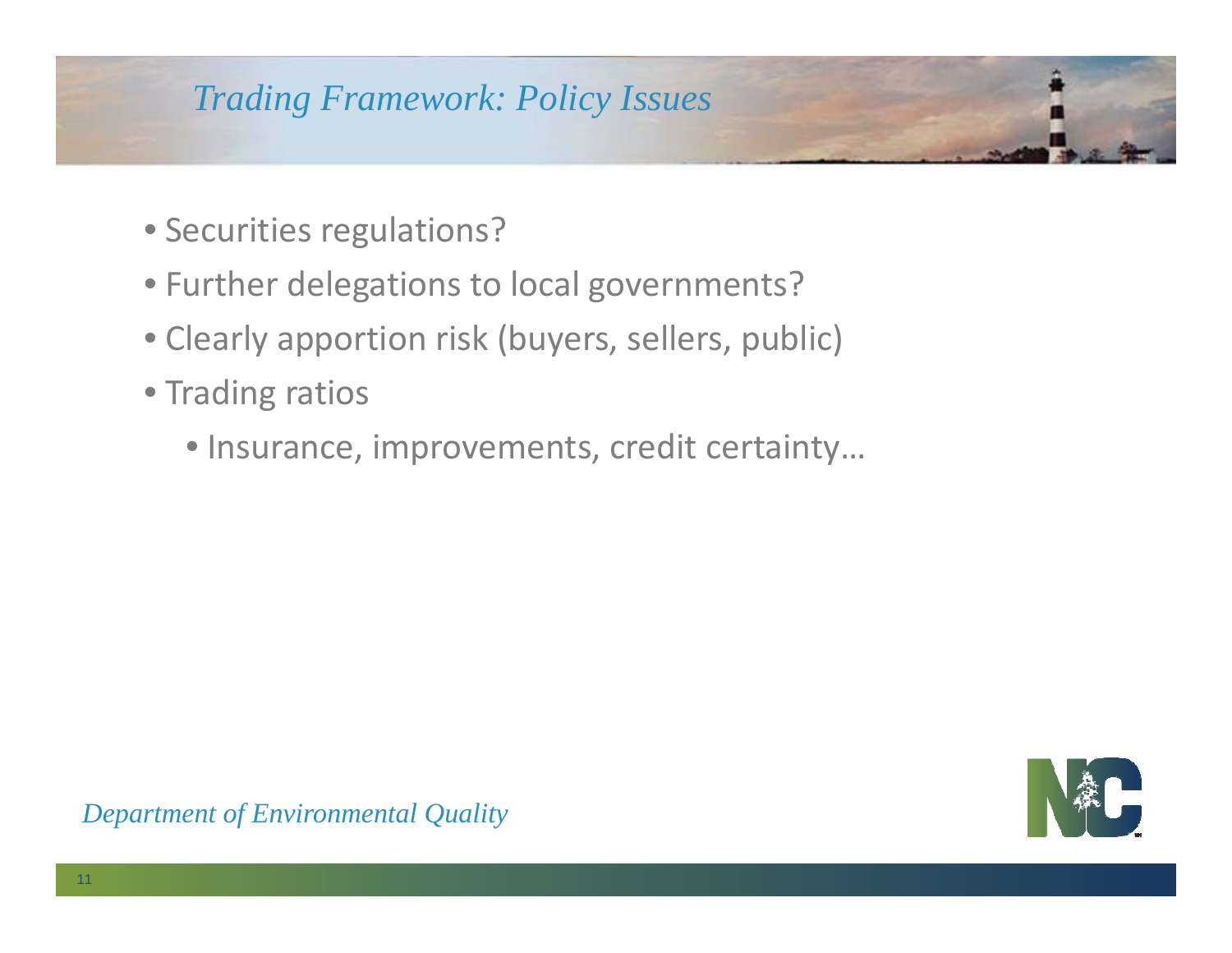# Trading Framework: Policy Issues

- Securities regulations?
- Further delegations to local governments?
- Clearly apportion risk (buyers, sellers, public)
- Trading ratios
  - Insurance, improvements, credit certainty…

*Department of Environmental Quality*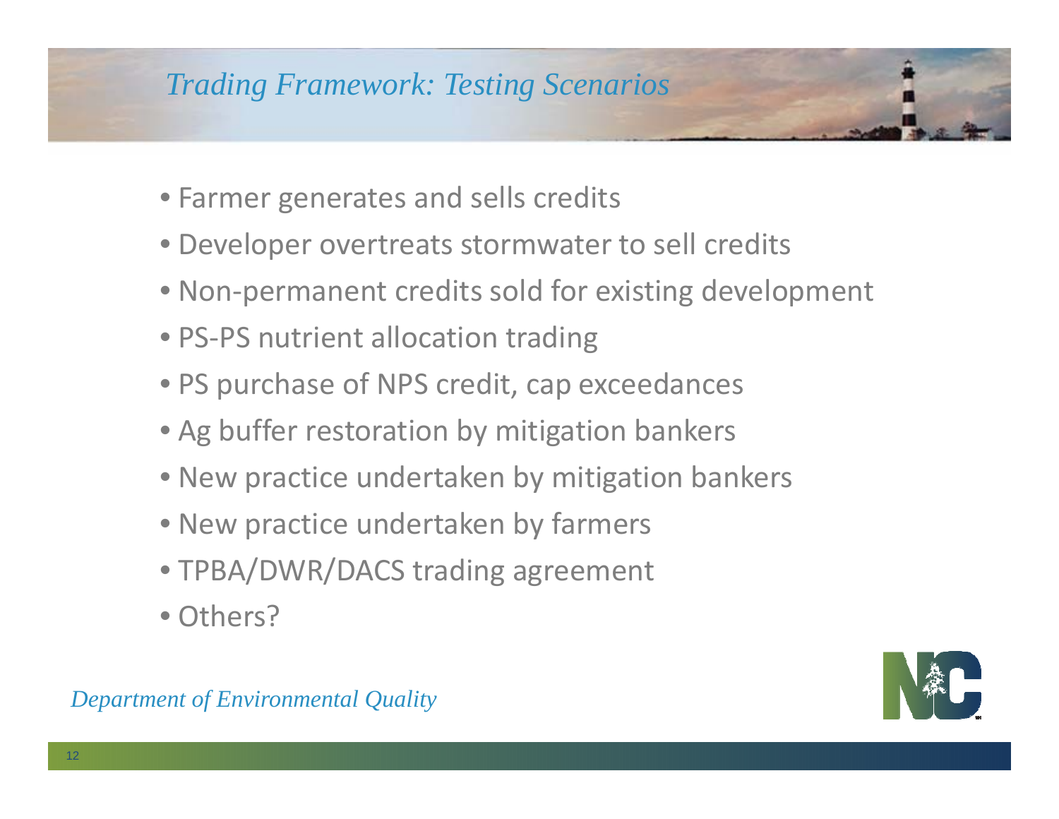# *Trading Framework: Testing Scenarios*

- Farmer generates and sells credits
- Developer overtreats stormwater to sell credits
- Non-permanent credits sold for existing development
- PS-PS nutrient allocation trading
- PS purchase of NPS credit, cap exceedances
- Ag buffer restoration by mitigation bankers
- New practice undertaken by mitigation bankers
- New practice undertaken by farmers
- TPBA/DWR/DACS trading agreement
- Others?

*Department of Environmental Quality*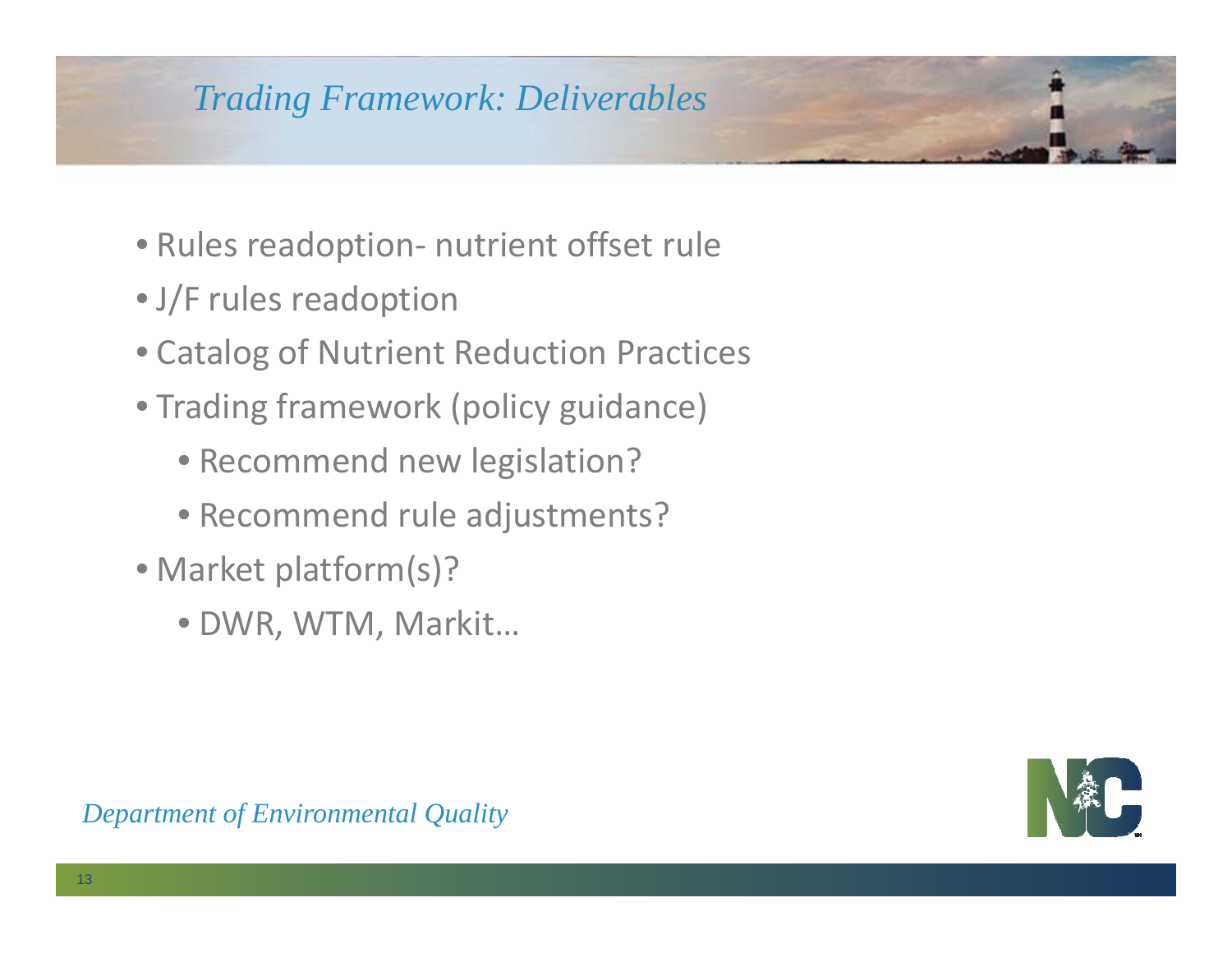# *Trading Framework: Deliverables*

- Rules readoption- nutrient offset rule
- J/F rules readoption
- Catalog of Nutrient Reduction Practices
- Trading framework (policy guidance)
  - Recommend new legislation?
  - Recommend rule adjustments?
- Market platform(s)?
  - DWR, WTM, Markit…

*Department of Environmental Quality*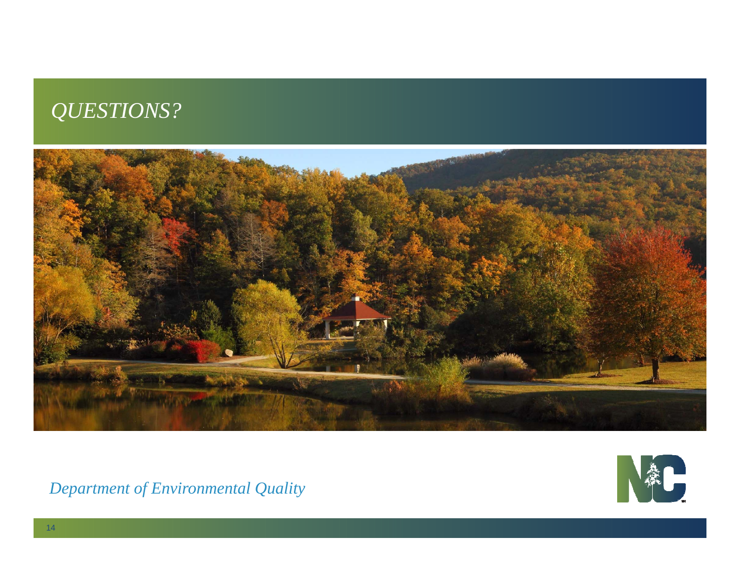# *QUESTIONS?*

*Department of Environmental Quality*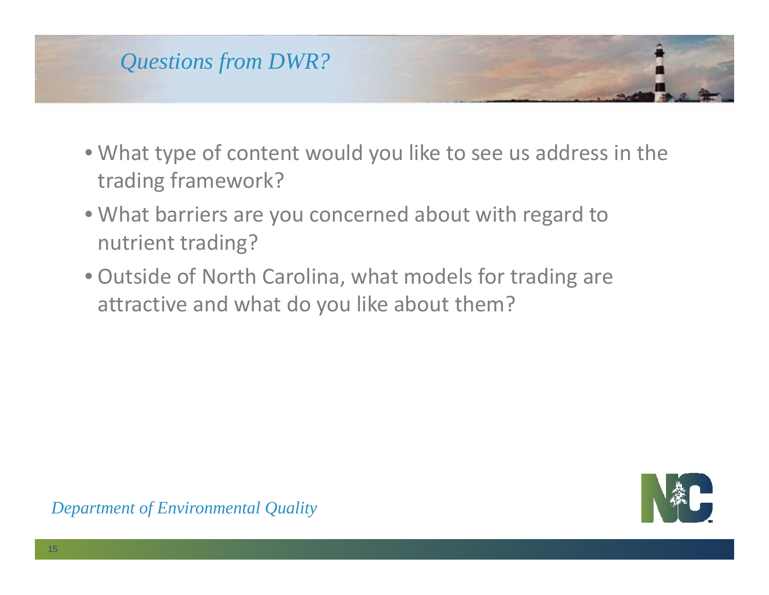# Questions from DWR?

- What type of content would you like to see us address in the trading framework?
- What barriers are you concerned about with regard to nutrient trading?
- Outside of North Carolina, what models for trading are attractive and what do you like about them?

*Department of Environmental Quality*